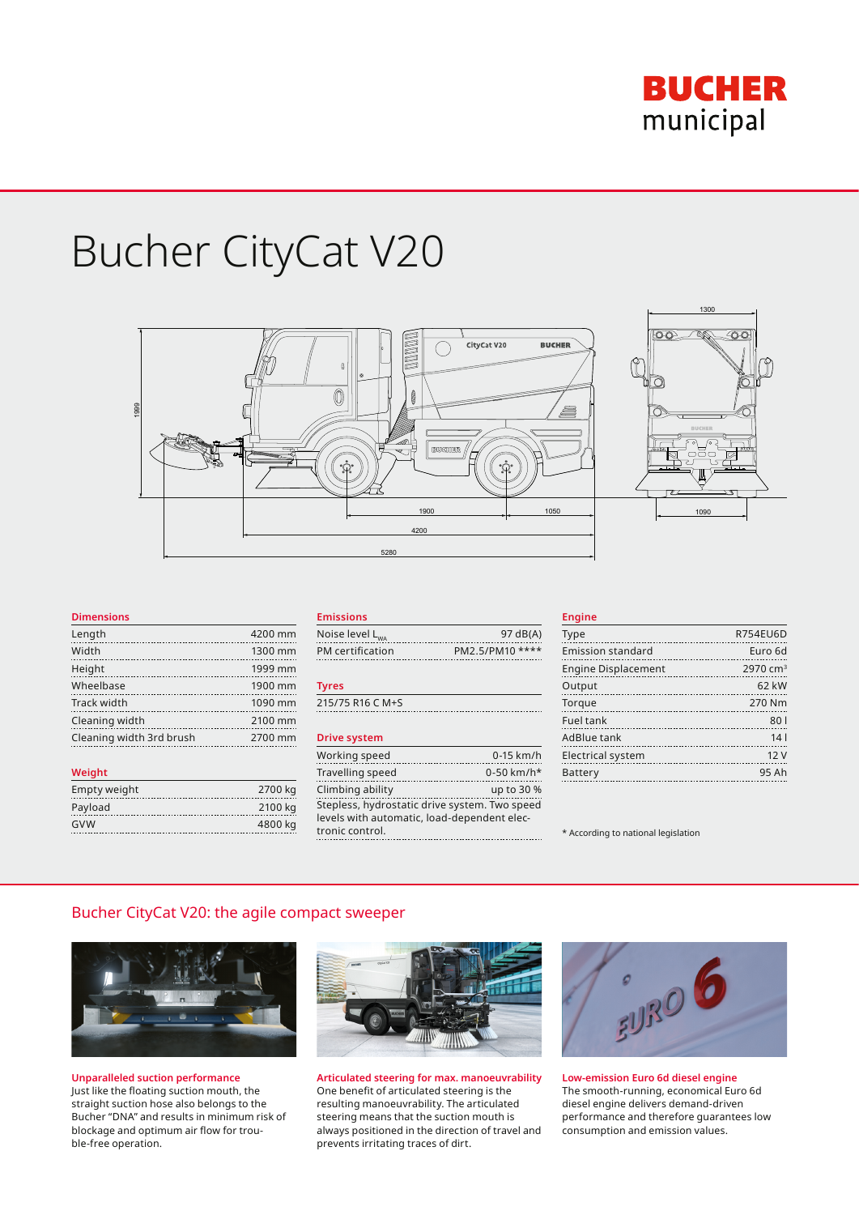# Bucher CityCat V20

### Dimensions

| | |
|---|---|
| Length | 4200 mm |
| Width | 1300 mm |
| Height | 1999 mm |
| Wheelbase | 1900 mm |
| Track width | 1090 mm |
| Cleaning width | 2100 mm |
| Cleaning width 3rd brush | 2700 mm |

### Weight

| | |
|---|---|
| Empty weight | 2700 kg |
| Payload | 2100 kg |
| GVW | 4800 kg |

### Emissions

| | |
|---|---|
| Noise level $L_{WA}$ | 97 dB(A) |
| PM certification | PM2.5/PM10 **** |

### Tyres

215/75 R16 C M+S

### Drive system

| | |
|---|---|
| Working speed | 0-15 km/h |
| Travelling speed | 0-50 km/h* |
| Climbing ability | up to 30 % |

Stepless, hydrostatic drive system. Two speed levels with automatic, load-dependent electronic control.

### Engine

| | |
|---|---|
| Type | R754EU6D |
| Emission standard | Euro 6d |
| Engine Displacement | 2970 cm³ |
| Output | 62 kW |
| Torque | 270 Nm |
| Fuel tank | 80 l |
| AdBlue tank | 14 l |
| Electrical system | 12 V |
| Battery | 95 Ah |

* According to national legislation

## Bucher CityCat V20: the agile compact sweeper

**Unparalleled suction performance**
Just like the floating suction mouth, the straight suction hose also belongs to the Bucher "DNA" and results in minimum risk of blockage and optimum air flow for trouble-free operation.

**Articulated steering for max. manoeuvrability**
One benefit of articulated steering is the resulting manoeuvrability. The articulated steering means that the suction mouth is always positioned in the direction of travel and prevents irritating traces of dirt.

**Low-emission Euro 6d diesel engine**
The smooth-running, economical Euro 6d diesel engine delivers demand-driven performance and therefore guarantees low consumption and emission values.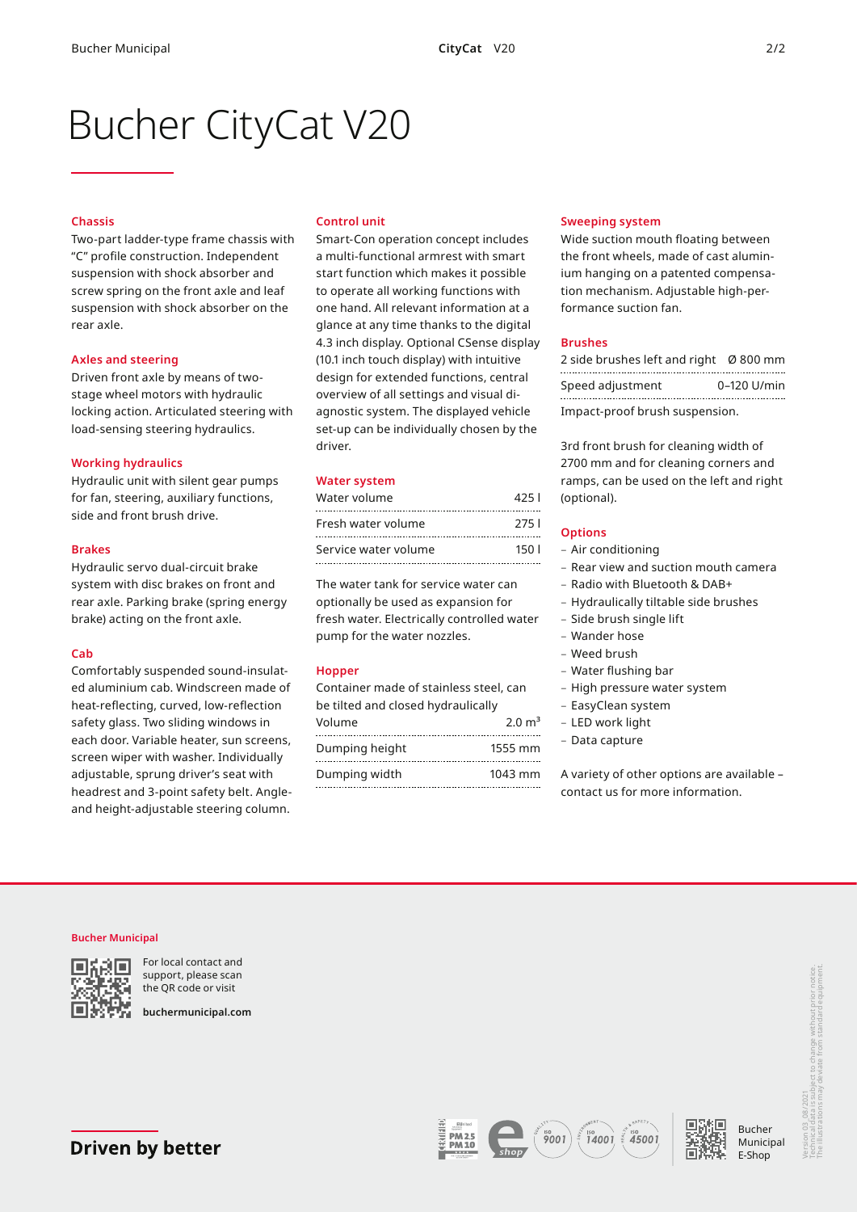# Bucher CityCat V20

### Chassis

Two-part ladder-type frame chassis with "C" profile construction. Independent suspension with shock absorber and screw spring on the front axle and leaf suspension with shock absorber on the rear axle.

### Axles and steering

Driven front axle by means of two-stage wheel motors with hydraulic locking action. Articulated steering with load-sensing steering hydraulics.

### Working hydraulics

Hydraulic unit with silent gear pumps for fan, steering, auxiliary functions, side and front brush drive.

### Brakes

Hydraulic servo dual-circuit brake system with disc brakes on front and rear axle. Parking brake (spring energy brake) acting on the front axle.

### Cab

Comfortably suspended sound-insulated aluminium cab. Windscreen made of heat-reflecting, curved, low-reflection safety glass. Two sliding windows in each door. Variable heater, sun screens, screen wiper with washer. Individually adjustable, sprung driver's seat with headrest and 3-point safety belt. Angle- and height-adjustable steering column.

### Control unit

Smart-Con operation concept includes a multi-functional armrest with smart start function which makes it possible to operate all working functions with one hand. All relevant information at a glance at any time thanks to the digital 4.3 inch display. Optional CSense display (10.1 inch touch display) with intuitive design for extended functions, central overview of all settings and visual diagnostic system. The displayed vehicle set-up can be individually chosen by the driver.

### Water system

| | |
|---|---|
| Water volume | 425 l |
| Fresh water volume | 275 l |
| Service water volume | 150 l |

The water tank for service water can optionally be used as expansion for fresh water. Electrically controlled water pump for the water nozzles.

### Hopper

Container made of stainless steel, can be tilted and closed hydraulically

| | |
|---|---|
| Volume | 2.0 m³ |
| Dumping height | 1555 mm |
| Dumping width | 1043 mm |

### Sweeping system

Wide suction mouth floating between the front wheels, made of cast aluminium hanging on a patented compensation mechanism. Adjustable high-performance suction fan.

### Brushes

| | |
|---|---|
| 2 side brushes left and right | Ø 800 mm |
| Speed adjustment | 0–120 U/min |

Impact-proof brush suspension.

3rd front brush for cleaning width of 2700 mm and for cleaning corners and ramps, can be used on the left and right (optional).

### Options

- Air conditioning
- Rear view and suction mouth camera
- Radio with Bluetooth & DAB+
- Hydraulically tiltable side brushes
- Side brush single lift
- Wander hose
- Weed brush
- Water flushing bar
- High pressure water system
- EasyClean system
- LED work light
- Data capture

A variety of other options are available – contact us for more information.

**Bucher Municipal**

For local contact and support, please scan the QR code or visit

**buchermunicipal.com**

## Driven by better

PM 2.5 PM 10

ISO 9001 ISO 14001 ISO 45001

Bucher Municipal E-Shop

Version 03_08/2021 Technical data is subject to change without prior notice. The illustrations may deviate from standard equipment.